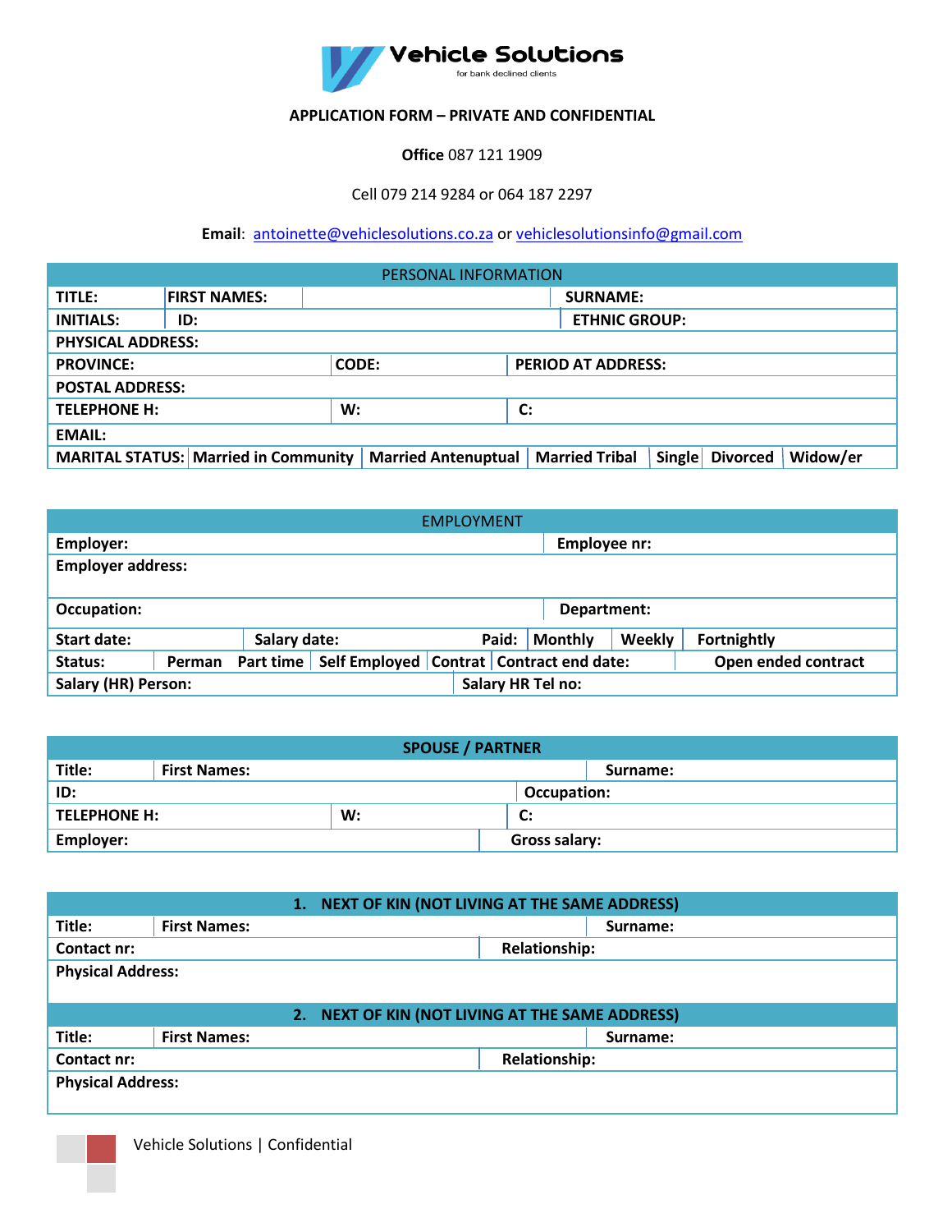**Vehicle Solutions**
for bank declined clients

**APPLICATION FORM – PRIVATE AND CONFIDENTIAL**

**Office** 087 121 1909

Cell 079 214 9284 or 064 187 2297

**Email**: antoinette@vehiclesolutions.co.za or vehiclesolutionsinfo@gmail.com

| PERSONAL INFORMATION | | | | | | |
|---|---|---|---|---|---|---|
| **TITLE:** | **FIRST NAMES:** | | | **SURNAME:** | | |
| **INITIALS:** | **ID:** | | | **ETHNIC GROUP:** | | |
| **PHYSICAL ADDRESS:** | | | | | | |
| **PROVINCE:** | | **CODE:** | | **PERIOD AT ADDRESS:** | | |
| **POSTAL ADDRESS:** | | | | | | |
| **TELEPHONE H:** | | **W:** | | **C:** | | |
| **EMAIL:** | | | | | | |
| **MARITAL STATUS:** | **Married in Community** | **Married Antenuptual** | **Married Tribal** | **Single** | **Divorced** | **Widow/er** |

| EMPLOYMENT | | | | | | |
|---|---|---|---|---|---|---|
| **Employer:** | | | | **Employee nr:** | | |
| **Employer address:** | | | | | | |
| **Occupation:** | | | | **Department:** | | |
| **Start date:** | **Salary date:** | | **Paid:** | **Monthly** | **Weekly** | **Fortnightly** |
| **Status:** | **Perman** | **Part time** | **Self Employed** | **Contrat** | **Contract end date:** | **Open ended contract** |
| **Salary (HR) Person:** | | | **Salary HR Tel no:** | | | |

| SPOUSE / PARTNER | | | |
|---|---|---|---|
| **Title:** | **First Names:** | | **Surname:** |
| **ID:** | | **Occupation:** | |
| **TELEPHONE H:** | **W:** | **C:** | |
| **Employer:** | | **Gross salary:** | |

| 1. NEXT OF KIN (NOT LIVING AT THE SAME ADDRESS) | | |
|---|---|---|
| **Title:** | **First Names:** | **Surname:** |
| **Contact nr:** | | **Relationship:** |
| **Physical Address:** | | |

| 2. NEXT OF KIN (NOT LIVING AT THE SAME ADDRESS) | | |
|---|---|---|
| **Title:** | **First Names:** | **Surname:** |
| **Contact nr:** | | **Relationship:** |
| **Physical Address:** | | |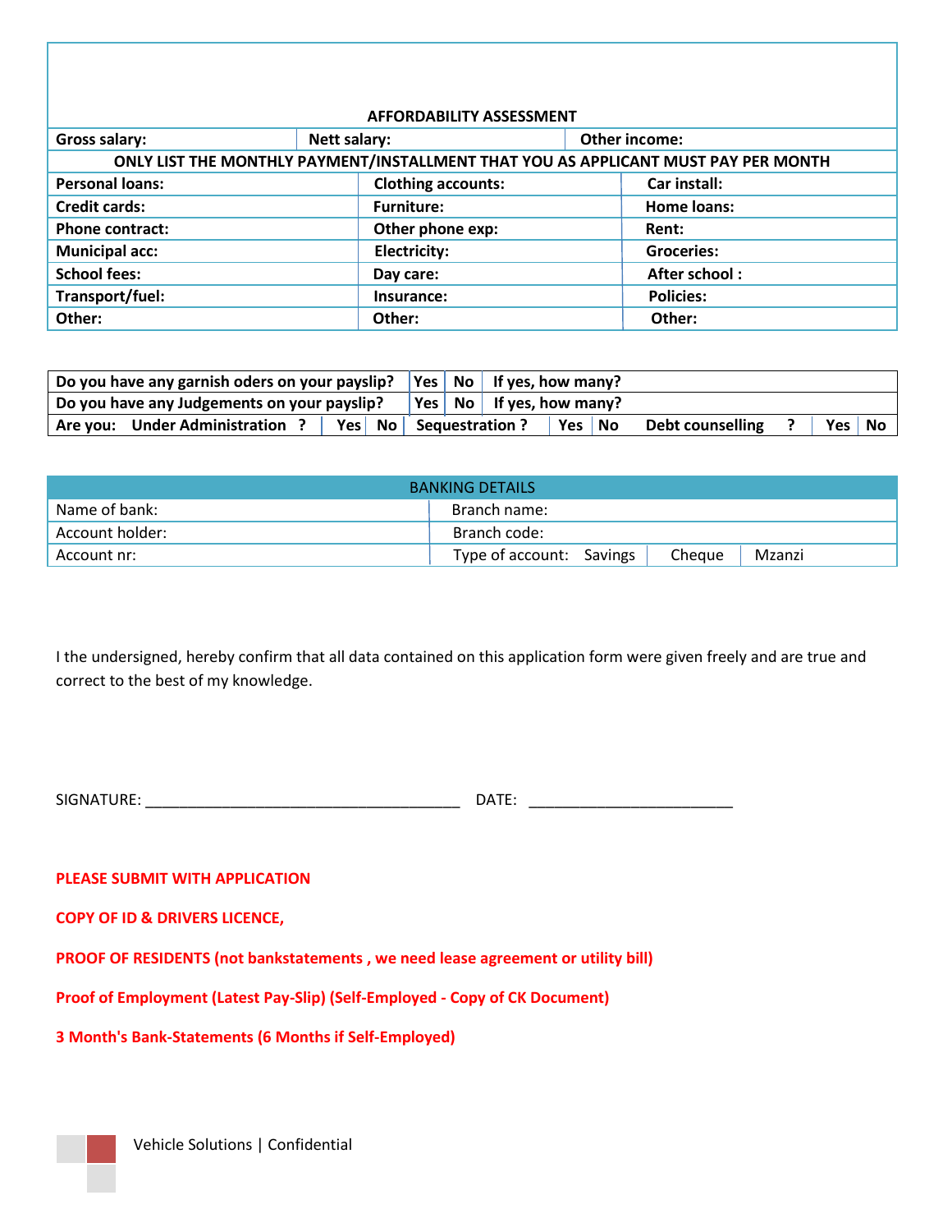| AFFORDABILITY ASSESSMENT | | |
|---|---|---|
| **Gross salary:** | **Nett salary:** | **Other income:** |
| **ONLY LIST THE MONTHLY PAYMENT/INSTALLMENT THAT YOU AS APPLICANT MUST PAY PER MONTH** | | |
| **Personal loans:** | **Clothing accounts:** | **Car install:** |
| **Credit cards:** | **Furniture:** | **Home loans:** |
| **Phone contract:** | **Other phone exp:** | **Rent:** |
| **Municipal acc:** | **Electricity:** | **Groceries:** |
| **School fees:** | **Day care:** | **After school :** |
| **Transport/fuel:** | **Insurance:** | **Policies:** |
| **Other:** | **Other:** | **Other:** |

| | | | | | | | | | | |
|---|---|---|---|---|---|---|---|---|---|---|
| **Do you have any garnish oders on your payslip?** | | **Yes** | **No** | **If yes, how many?** | | | | | | |
| **Do you have any Judgements on your payslip?** | | **Yes** | **No** | **If yes, how many?** | | | | | | |
| **Are you:** | **Under Administration ?** | **Yes** | **No** | **Sequestration ?** | **Yes** | **No** | **Debt counselling ?** | **Yes** | **No** | |

| BANKING DETAILS | | | |
|---|---|---|---|
| Name of bank: | Branch name: | | |
| Account holder: | Branch code: | | |
| Account nr: | Type of account: Savings | Cheque | Mzanzi |

I the undersigned, hereby confirm that all data contained on this application form were given freely and are true and correct to the best of my knowledge.

SIGNATURE: ______________________________________ DATE: ________________________

**PLEASE SUBMIT WITH APPLICATION**

**COPY OF ID & DRIVERS LICENCE,**

**PROOF OF RESIDENTS (not bankstatements , we need lease agreement or utility bill)**

**Proof of Employment (Latest Pay-Slip) (Self-Employed - Copy of CK Document)**

**3 Month's Bank-Statements (6 Months if Self-Employed)**

Vehicle Solutions | Confidential